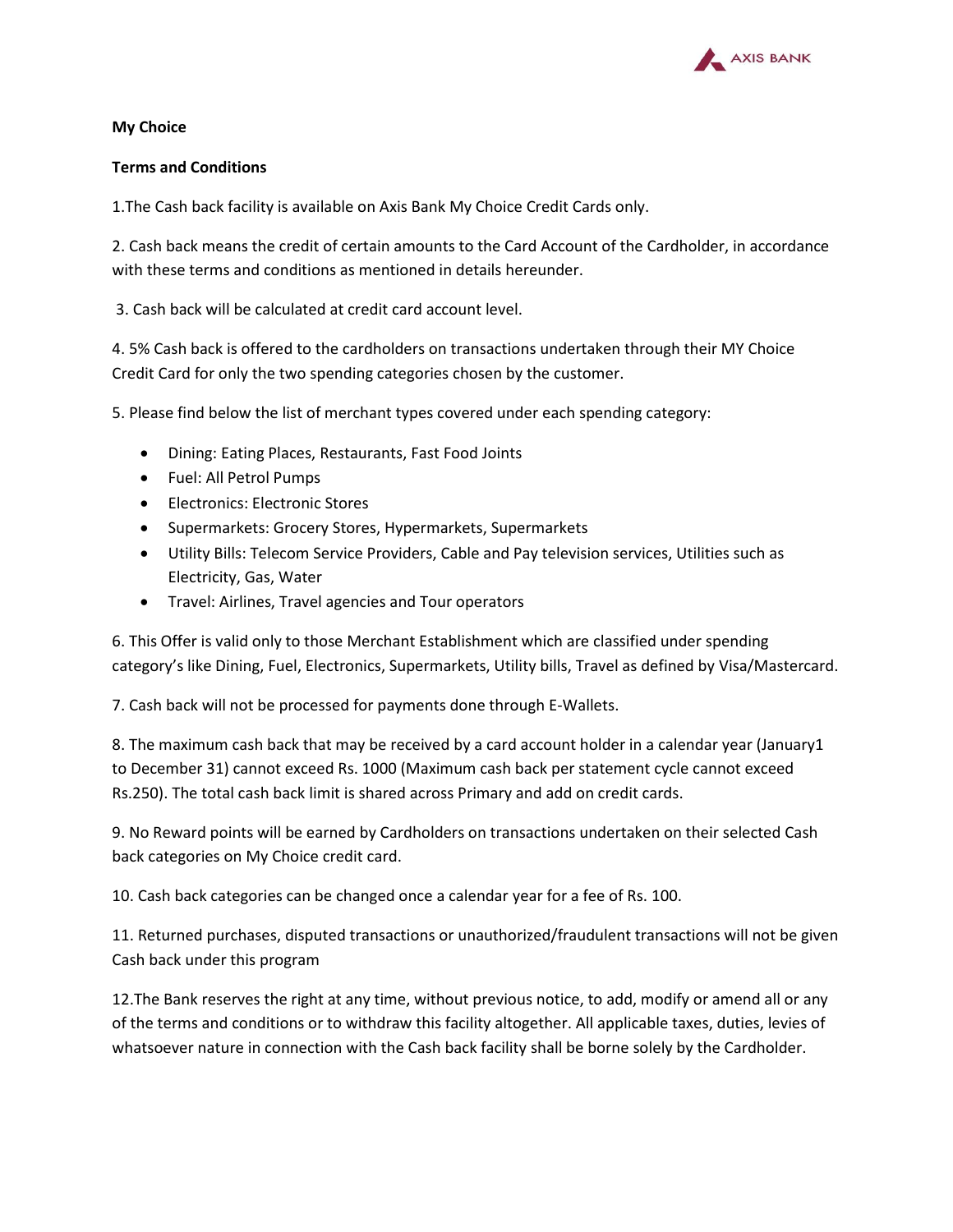**My Choice**

**Terms and Conditions**

1.The Cash back facility is available on Axis Bank My Choice Credit Cards only.

2. Cash back means the credit of certain amounts to the Card Account of the Cardholder, in accordance with these terms and conditions as mentioned in details hereunder.

3. Cash back will be calculated at credit card account level.

4. 5% Cash back is offered to the cardholders on transactions undertaken through their MY Choice Credit Card for only the two spending categories chosen by the customer.

5. Please find below the list of merchant types covered under each spending category:

- Dining: Eating Places, Restaurants, Fast Food Joints
- Fuel: All Petrol Pumps
- Electronics: Electronic Stores
- Supermarkets: Grocery Stores, Hypermarkets, Supermarkets
- Utility Bills: Telecom Service Providers, Cable and Pay television services, Utilities such as Electricity, Gas, Water
- Travel: Airlines, Travel agencies and Tour operators

6. This Offer is valid only to those Merchant Establishment which are classified under spending category's like Dining, Fuel, Electronics, Supermarkets, Utility bills, Travel as defined by Visa/Mastercard.

7. Cash back will not be processed for payments done through E-Wallets.

8. The maximum cash back that may be received by a card account holder in a calendar year (January1 to December 31) cannot exceed Rs. 1000 (Maximum cash back per statement cycle cannot exceed Rs.250). The total cash back limit is shared across Primary and add on credit cards.

9. No Reward points will be earned by Cardholders on transactions undertaken on their selected Cash back categories on My Choice credit card.

10. Cash back categories can be changed once a calendar year for a fee of Rs. 100.

11. Returned purchases, disputed transactions or unauthorized/fraudulent transactions will not be given Cash back under this program

12.The Bank reserves the right at any time, without previous notice, to add, modify or amend all or any of the terms and conditions or to withdraw this facility altogether. All applicable taxes, duties, levies of whatsoever nature in connection with the Cash back facility shall be borne solely by the Cardholder.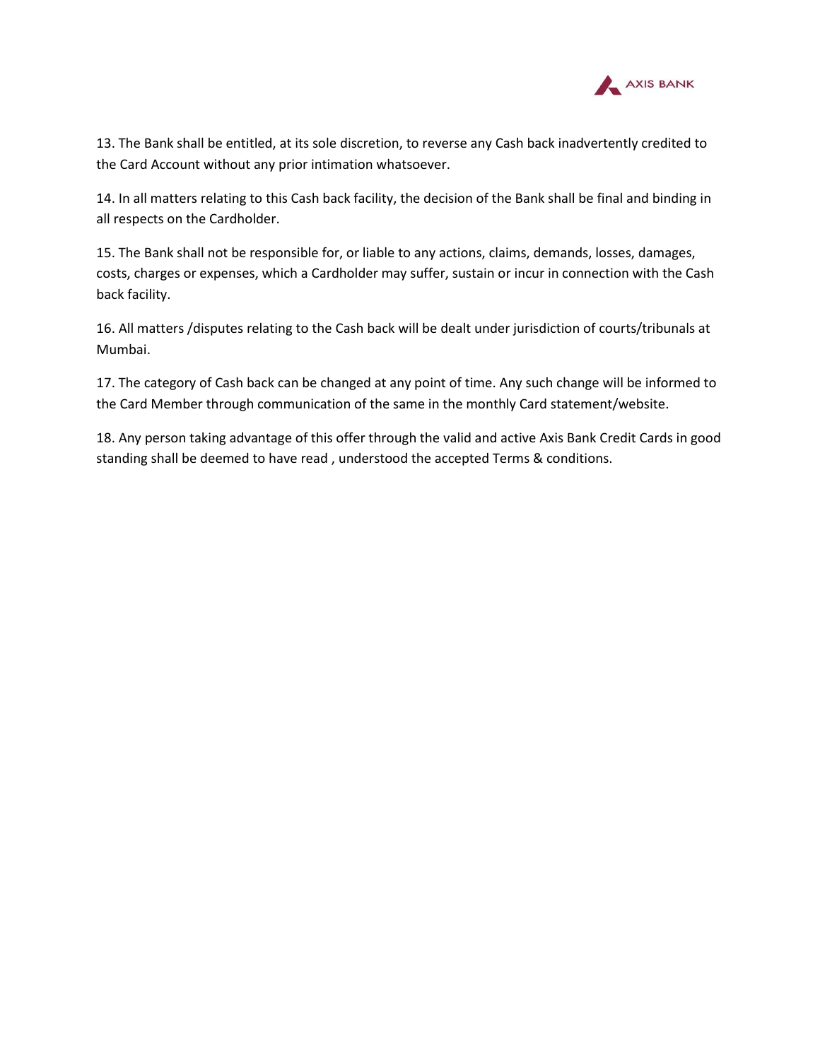13. The Bank shall be entitled, at its sole discretion, to reverse any Cash back inadvertently credited to the Card Account without any prior intimation whatsoever.

14. In all matters relating to this Cash back facility, the decision of the Bank shall be final and binding in all respects on the Cardholder.

15. The Bank shall not be responsible for, or liable to any actions, claims, demands, losses, damages, costs, charges or expenses, which a Cardholder may suffer, sustain or incur in connection with the Cash back facility.

16. All matters /disputes relating to the Cash back will be dealt under jurisdiction of courts/tribunals at Mumbai.

17. The category of Cash back can be changed at any point of time. Any such change will be informed to the Card Member through communication of the same in the monthly Card statement/website.

18. Any person taking advantage of this offer through the valid and active Axis Bank Credit Cards in good standing shall be deemed to have read , understood the accepted Terms & conditions.